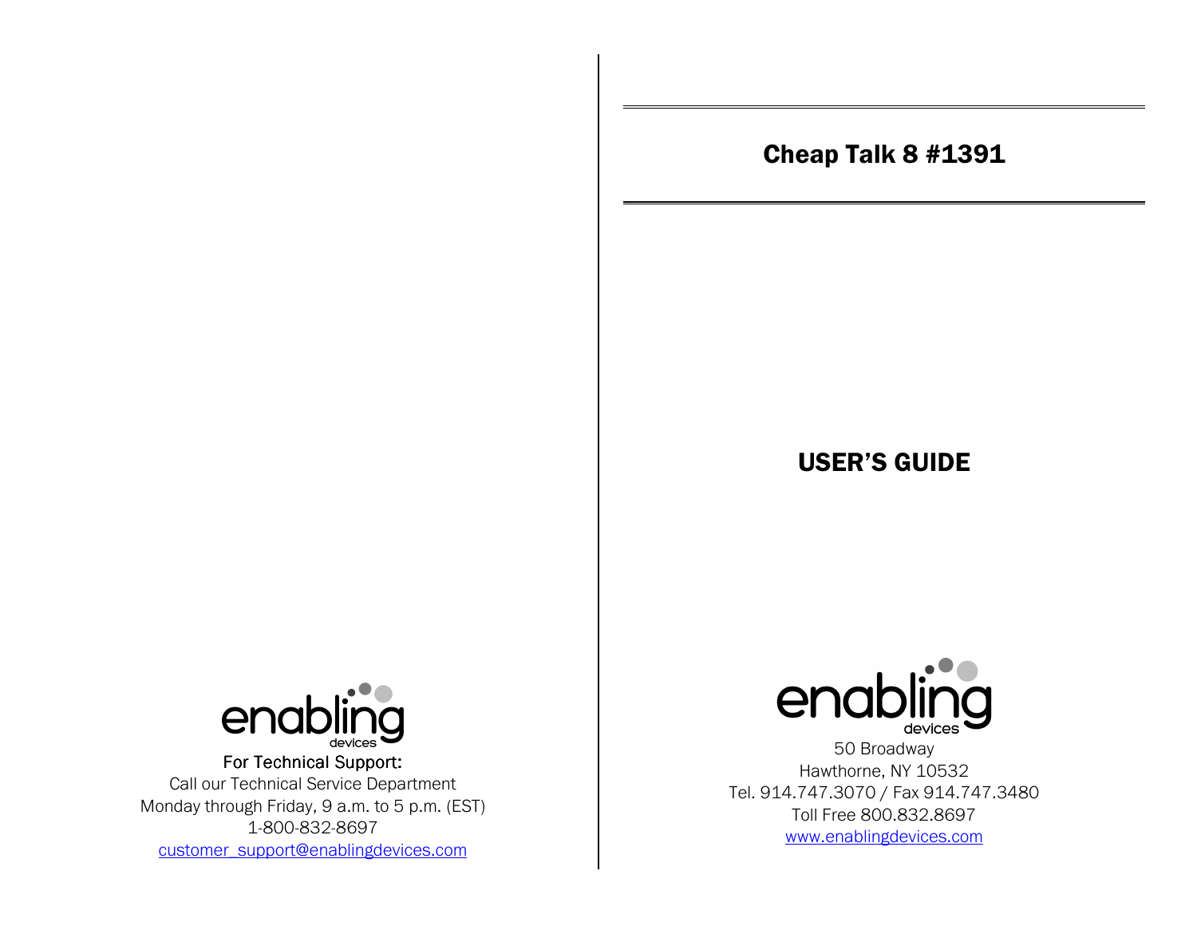enabling devices

For Technical Support:

Call our Technical Service Department
Monday through Friday, 9 a.m. to 5 p.m. (EST)
1-800-832-8697
customer_support@enablingdevices.com

# Cheap Talk 8 #1391

## USER'S GUIDE

enabling devices

50 Broadway
Hawthorne, NY 10532
Tel. 914.747.3070 / Fax 914.747.3480
Toll Free 800.832.8697
www.enablingdevices.com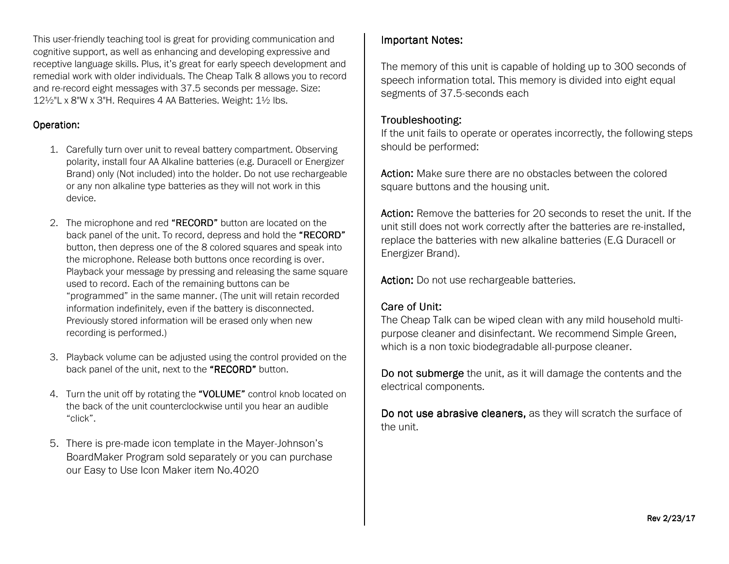This user-friendly teaching tool is great for providing communication and cognitive support, as well as enhancing and developing expressive and receptive language skills. Plus, it's great for early speech development and remedial work with older individuals. The Cheap Talk 8 allows you to record and re-record eight messages with 37.5 seconds per message. Size: 12½"L x 8"W x 3"H. Requires 4 AA Batteries. Weight: 1½ lbs.

## Operation:

1. Carefully turn over unit to reveal battery compartment. Observing polarity, install four AA Alkaline batteries (e.g. Duracell or Energizer Brand) only (Not included) into the holder. Do not use rechargeable or any non alkaline type batteries as they will not work in this device.

2. The microphone and red **"RECORD"** button are located on the back panel of the unit. To record, depress and hold the **"RECORD"** button, then depress one of the 8 colored squares and speak into the microphone. Release both buttons once recording is over. Playback your message by pressing and releasing the same square used to record. Each of the remaining buttons can be "programmed" in the same manner. (The unit will retain recorded information indefinitely, even if the battery is disconnected. Previously stored information will be erased only when new recording is performed.)

3. Playback volume can be adjusted using the control provided on the back panel of the unit, next to the **"RECORD"** button.

4. Turn the unit off by rotating the **"VOLUME"** control knob located on the back of the unit counterclockwise until you hear an audible "click".

5. There is pre-made icon template in the Mayer-Johnson's BoardMaker Program sold separately or you can purchase our Easy to Use Icon Maker item No.4020

## Important Notes:

The memory of this unit is capable of holding up to 300 seconds of speech information total. This memory is divided into eight equal segments of 37.5-seconds each

## Troubleshooting:

If the unit fails to operate or operates incorrectly, the following steps should be performed:

**Action:** Make sure there are no obstacles between the colored square buttons and the housing unit.

**Action:** Remove the batteries for 20 seconds to reset the unit. If the unit still does not work correctly after the batteries are re-installed, replace the batteries with new alkaline batteries (E.G Duracell or Energizer Brand).

**Action:** Do not use rechargeable batteries.

## Care of Unit:

The Cheap Talk can be wiped clean with any mild household multi-purpose cleaner and disinfectant. We recommend Simple Green, which is a non toxic biodegradable all-purpose cleaner.

**Do not submerge** the unit, as it will damage the contents and the electrical components.

**Do not use abrasive cleaners,** as they will scratch the surface of the unit.

**Rev 2/23/17**